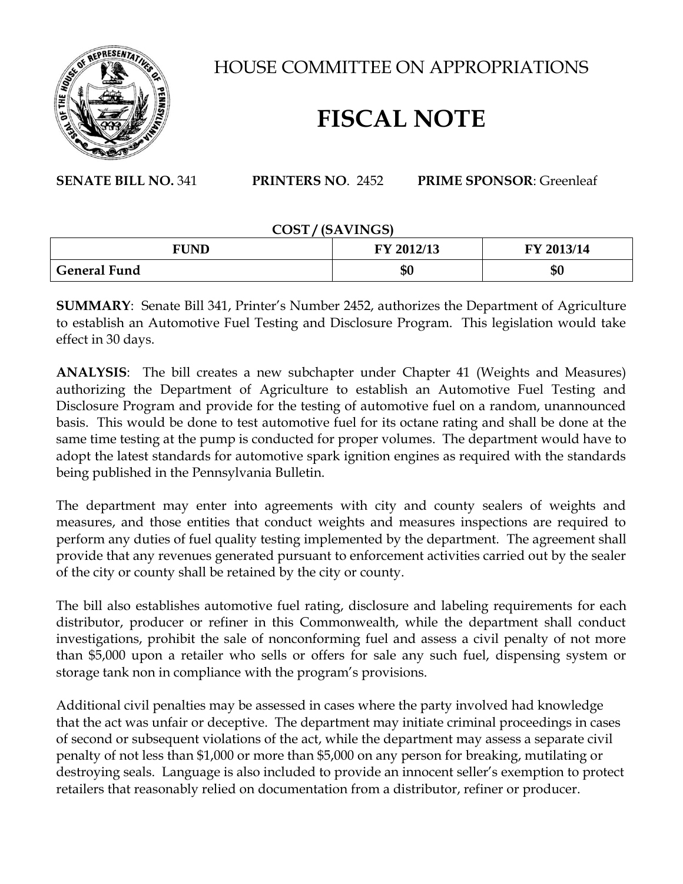# HOUSE COMMITTEE ON APPROPRIATIONS

# FISCAL NOTE

**SENATE BILL NO.** 341 **PRINTERS NO**. 2452 **PRIME SPONSOR**: Greenleaf

**COST / (SAVINGS)**

| FUND | FY 2012/13 | FY 2013/14 |
|---|---|---|
| **General Fund** | **$0** | **$0** |

**SUMMARY**: Senate Bill 341, Printer's Number 2452, authorizes the Department of Agriculture to establish an Automotive Fuel Testing and Disclosure Program. This legislation would take effect in 30 days.

**ANALYSIS**: The bill creates a new subchapter under Chapter 41 (Weights and Measures) authorizing the Department of Agriculture to establish an Automotive Fuel Testing and Disclosure Program and provide for the testing of automotive fuel on a random, unannounced basis. This would be done to test automotive fuel for its octane rating and shall be done at the same time testing at the pump is conducted for proper volumes. The department would have to adopt the latest standards for automotive spark ignition engines as required with the standards being published in the Pennsylvania Bulletin.

The department may enter into agreements with city and county sealers of weights and measures, and those entities that conduct weights and measures inspections are required to perform any duties of fuel quality testing implemented by the department. The agreement shall provide that any revenues generated pursuant to enforcement activities carried out by the sealer of the city or county shall be retained by the city or county.

The bill also establishes automotive fuel rating, disclosure and labeling requirements for each distributor, producer or refiner in this Commonwealth, while the department shall conduct investigations, prohibit the sale of nonconforming fuel and assess a civil penalty of not more than $5,000 upon a retailer who sells or offers for sale any such fuel, dispensing system or storage tank non in compliance with the program's provisions.

Additional civil penalties may be assessed in cases where the party involved had knowledge that the act was unfair or deceptive. The department may initiate criminal proceedings in cases of second or subsequent violations of the act, while the department may assess a separate civil penalty of not less than $1,000 or more than $5,000 on any person for breaking, mutilating or destroying seals. Language is also included to provide an innocent seller's exemption to protect retailers that reasonably relied on documentation from a distributor, refiner or producer.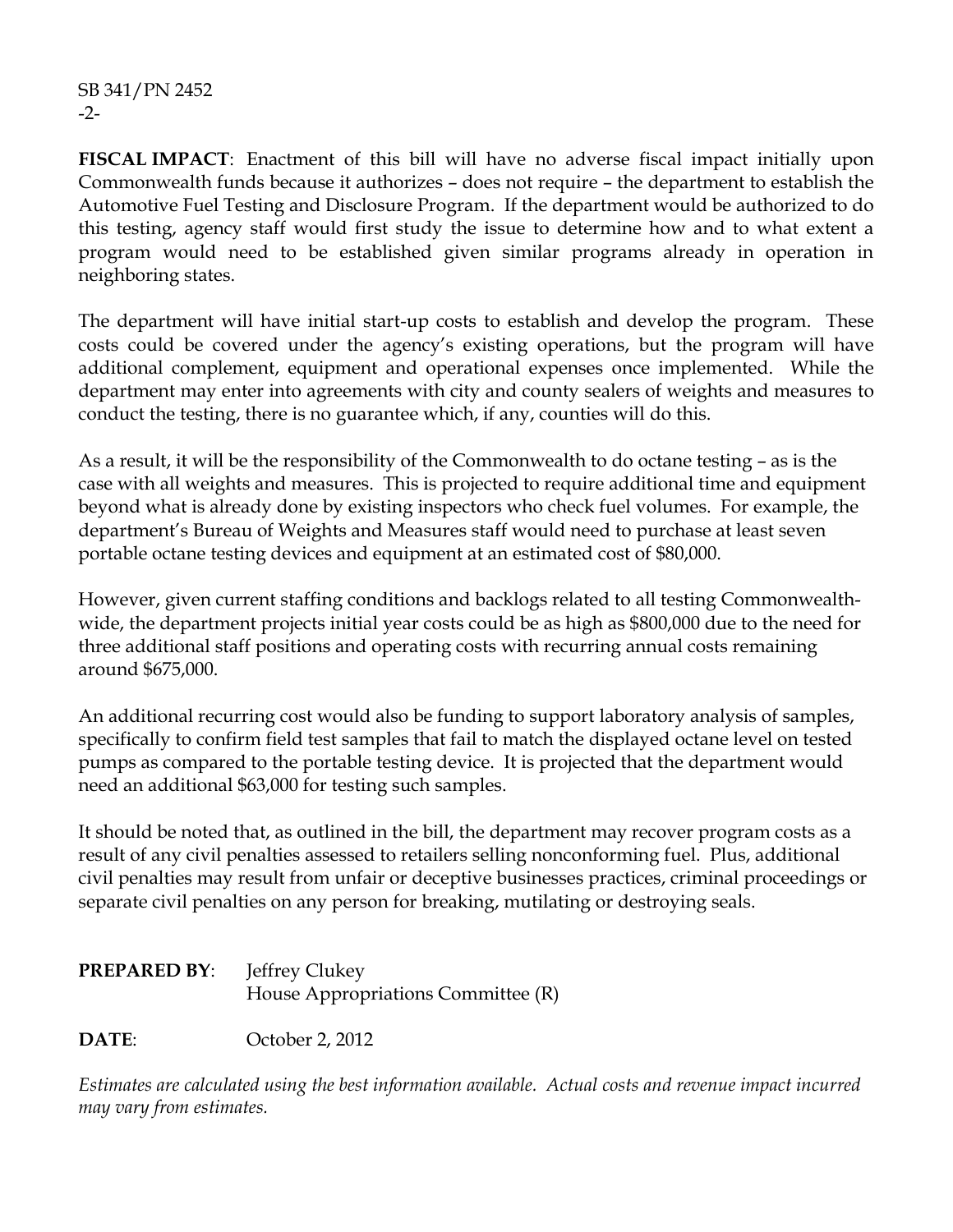SB 341/PN 2452
-2-

**FISCAL IMPACT**: Enactment of this bill will have no adverse fiscal impact initially upon Commonwealth funds because it authorizes – does not require – the department to establish the Automotive Fuel Testing and Disclosure Program. If the department would be authorized to do this testing, agency staff would first study the issue to determine how and to what extent a program would need to be established given similar programs already in operation in neighboring states.

The department will have initial start-up costs to establish and develop the program. These costs could be covered under the agency's existing operations, but the program will have additional complement, equipment and operational expenses once implemented. While the department may enter into agreements with city and county sealers of weights and measures to conduct the testing, there is no guarantee which, if any, counties will do this.

As a result, it will be the responsibility of the Commonwealth to do octane testing – as is the case with all weights and measures. This is projected to require additional time and equipment beyond what is already done by existing inspectors who check fuel volumes. For example, the department's Bureau of Weights and Measures staff would need to purchase at least seven portable octane testing devices and equipment at an estimated cost of $80,000.

However, given current staffing conditions and backlogs related to all testing Commonwealth-wide, the department projects initial year costs could be as high as $800,000 due to the need for three additional staff positions and operating costs with recurring annual costs remaining around $675,000.

An additional recurring cost would also be funding to support laboratory analysis of samples, specifically to confirm field test samples that fail to match the displayed octane level on tested pumps as compared to the portable testing device. It is projected that the department would need an additional $63,000 for testing such samples.

It should be noted that, as outlined in the bill, the department may recover program costs as a result of any civil penalties assessed to retailers selling nonconforming fuel. Plus, additional civil penalties may result from unfair or deceptive businesses practices, criminal proceedings or separate civil penalties on any person for breaking, mutilating or destroying seals.

**PREPARED BY**: Jeffrey Clukey
House Appropriations Committee (R)

**DATE**: October 2, 2012

*Estimates are calculated using the best information available. Actual costs and revenue impact incurred may vary from estimates.*